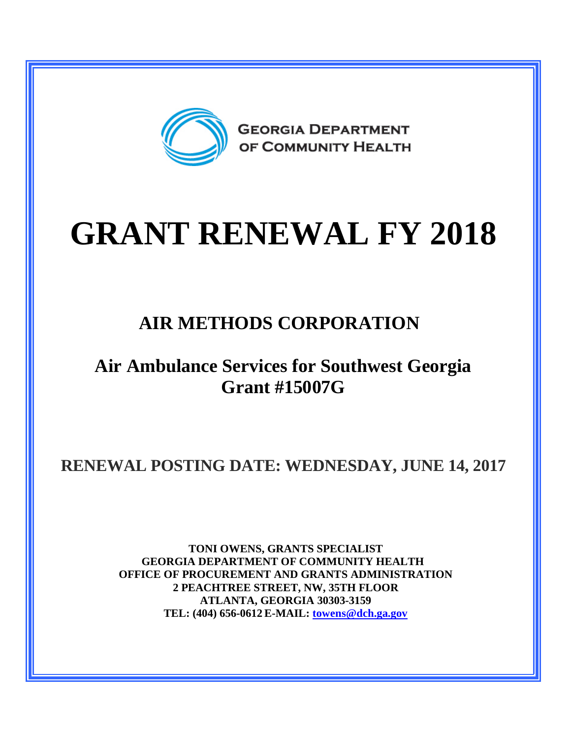GEORGIA DEPARTMENT OF COMMUNITY HEALTH

# GRANT RENEWAL FY 2018

## AIR METHODS CORPORATION

## Air Ambulance Services for Southwest Georgia
## Grant #15007G

## RENEWAL POSTING DATE: WEDNESDAY, JUNE 14, 2017

**TONI OWENS, GRANTS SPECIALIST**
**GEORGIA DEPARTMENT OF COMMUNITY HEALTH**
**OFFICE OF PROCUREMENT AND GRANTS ADMINISTRATION**
**2 PEACHTREE STREET, NW, 35TH FLOOR**
**ATLANTA, GEORGIA 30303-3159**
**TEL: (404) 656-0612 E-MAIL: towens@dch.ga.gov**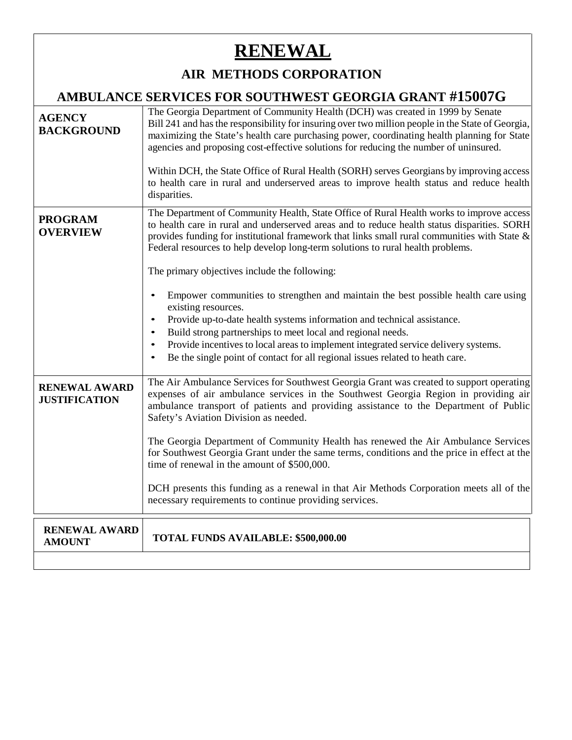# RENEWAL

## AIR METHODS CORPORATION

## AMBULANCE SERVICES FOR SOUTHWEST GEORGIA GRANT #15007G

| | |
|---|---|
| **AGENCY BACKGROUND** | The Georgia Department of Community Health (DCH) was created in 1999 by Senate Bill 241 and has the responsibility for insuring over two million people in the State of Georgia, maximizing the State's health care purchasing power, coordinating health planning for State agencies and proposing cost-effective solutions for reducing the number of uninsured.<br><br>Within DCH, the State Office of Rural Health (SORH) serves Georgians by improving access to health care in rural and underserved areas to improve health status and reduce health disparities. |
| **PROGRAM OVERVIEW** | The Department of Community Health, State Office of Rural Health works to improve access to health care in rural and underserved areas and to reduce health status disparities. SORH provides funding for institutional framework that links small rural communities with State & Federal resources to help develop long-term solutions to rural health problems.<br><br>The primary objectives include the following:<br><br>• Empower communities to strengthen and maintain the best possible health care using existing resources.<br>• Provide up-to-date health systems information and technical assistance.<br>• Build strong partnerships to meet local and regional needs.<br>• Provide incentives to local areas to implement integrated service delivery systems.<br>• Be the single point of contact for all regional issues related to heath care. |
| **RENEWAL AWARD JUSTIFICATION** | The Air Ambulance Services for Southwest Georgia Grant was created to support operating expenses of air ambulance services in the Southwest Georgia Region in providing air ambulance transport of patients and providing assistance to the Department of Public Safety's Aviation Division as needed.<br><br>The Georgia Department of Community Health has renewed the Air Ambulance Services for Southwest Georgia Grant under the same terms, conditions and the price in effect at the time of renewal in the amount of $500,000.<br><br>DCH presents this funding as a renewal in that Air Methods Corporation meets all of the necessary requirements to continue providing services. |
| **RENEWAL AWARD AMOUNT** | **TOTAL FUNDS AVAILABLE: $500,000.00** |